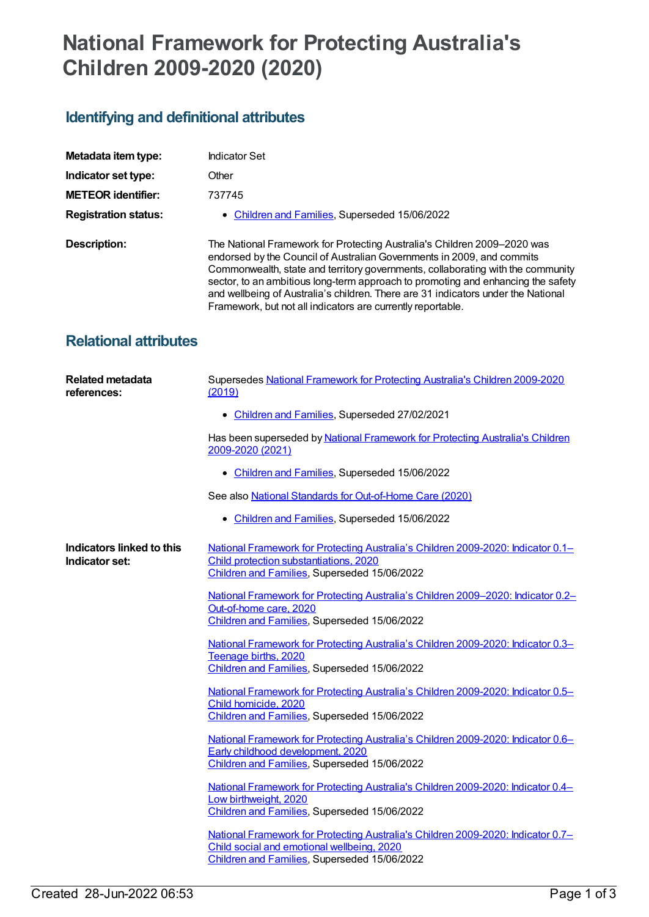# National Framework for Protecting Australia's Children 2009-2020 (2020)

## Identifying and definitional attributes

| | |
|---|---|
| **Metadata item type:** | Indicator Set |
| **Indicator set type:** | Other |
| **METEOR identifier:** | 737745 |
| **Registration status:** | • Children and Families, Superseded 15/06/2022 |
| **Description:** | The National Framework for Protecting Australia's Children 2009–2020 was endorsed by the Council of Australian Governments in 2009, and commits Commonwealth, state and territory governments, collaborating with the community sector, to an ambitious long-term approach to promoting and enhancing the safety and wellbeing of Australia's children. There are 31 indicators under the National Framework, but not all indicators are currently reportable. |

## Relational attributes

**Related metadata references:**

Supersedes National Framework for Protecting Australia's Children 2009-2020 (2019)

- Children and Families, Superseded 27/02/2021

Has been superseded by National Framework for Protecting Australia's Children 2009-2020 (2021)

- Children and Families, Superseded 15/06/2022

See also National Standards for Out-of-Home Care (2020)

- Children and Families, Superseded 15/06/2022

**Indicators linked to this Indicator set:**

National Framework for Protecting Australia's Children 2009-2020: Indicator 0.1–Child protection substantiations, 2020
Children and Families, Superseded 15/06/2022

National Framework for Protecting Australia's Children 2009–2020: Indicator 0.2–Out-of-home care, 2020
Children and Families, Superseded 15/06/2022

National Framework for Protecting Australia's Children 2009-2020: Indicator 0.3–Teenage births, 2020
Children and Families, Superseded 15/06/2022

National Framework for Protecting Australia's Children 2009-2020: Indicator 0.5–Child homicide, 2020
Children and Families, Superseded 15/06/2022

National Framework for Protecting Australia's Children 2009-2020: Indicator 0.6–Early childhood development, 2020
Children and Families, Superseded 15/06/2022

National Framework for Protecting Australia's Children 2009-2020: Indicator 0.4–Low birthweight, 2020
Children and Families, Superseded 15/06/2022

National Framework for Protecting Australia's Children 2009-2020: Indicator 0.7–Child social and emotional wellbeing, 2020
Children and Families, Superseded 15/06/2022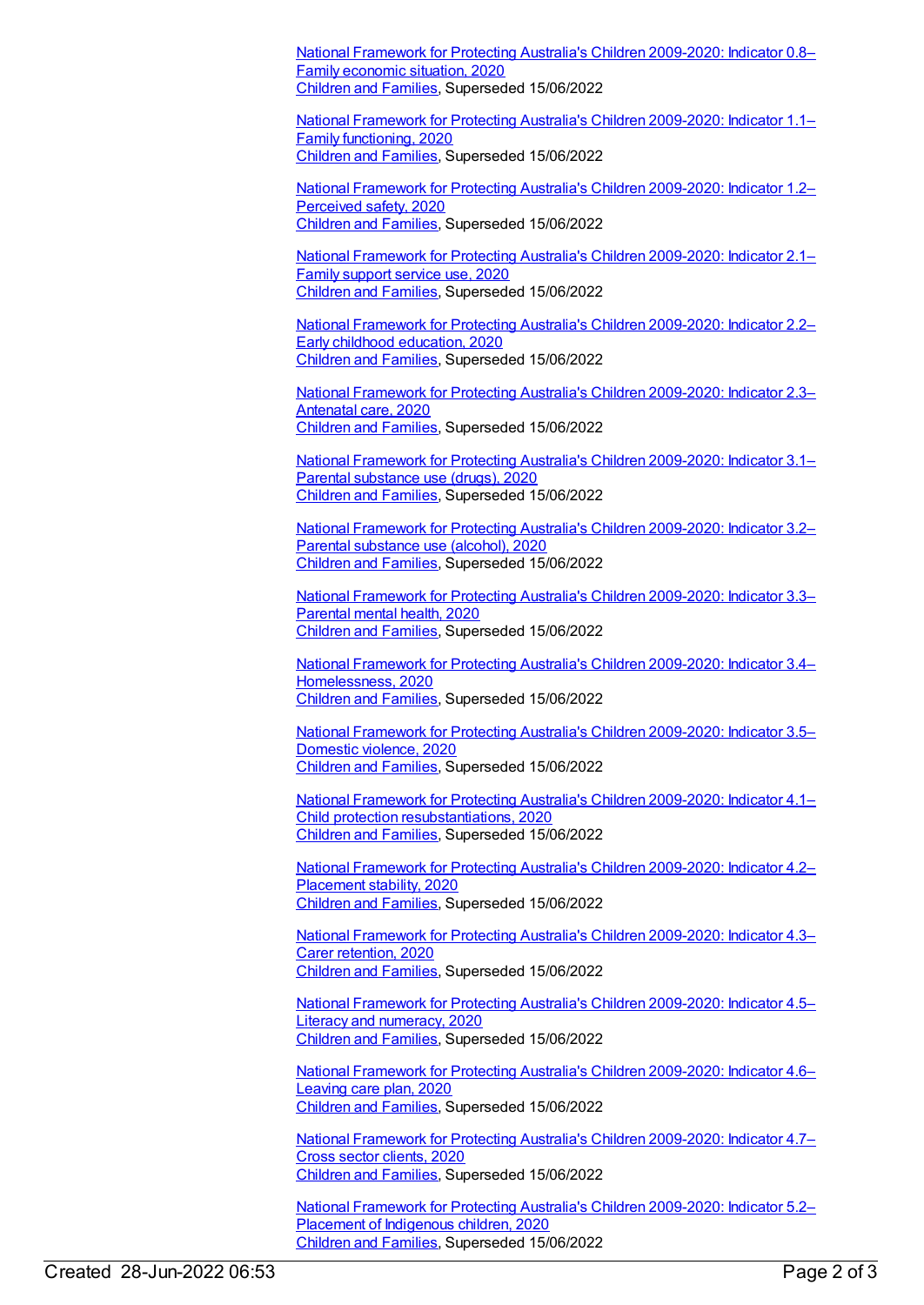[National Framework for Protecting Australia's Children 2009-2020: Indicator 0.8– Family economic situation, 2020](#)
[Children and Families](#), Superseded 15/06/2022

[National Framework for Protecting Australia's Children 2009-2020: Indicator 1.1– Family functioning, 2020](#)
[Children and Families](#), Superseded 15/06/2022

[National Framework for Protecting Australia's Children 2009-2020: Indicator 1.2– Perceived safety, 2020](#)
[Children and Families](#), Superseded 15/06/2022

[National Framework for Protecting Australia's Children 2009-2020: Indicator 2.1– Family support service use, 2020](#)
[Children and Families](#), Superseded 15/06/2022

[National Framework for Protecting Australia's Children 2009-2020: Indicator 2.2– Early childhood education, 2020](#)
[Children and Families](#), Superseded 15/06/2022

[National Framework for Protecting Australia's Children 2009-2020: Indicator 2.3– Antenatal care, 2020](#)
[Children and Families](#), Superseded 15/06/2022

[National Framework for Protecting Australia's Children 2009-2020: Indicator 3.1– Parental substance use (drugs), 2020](#)
[Children and Families](#), Superseded 15/06/2022

[National Framework for Protecting Australia's Children 2009-2020: Indicator 3.2– Parental substance use (alcohol), 2020](#)
[Children and Families](#), Superseded 15/06/2022

[National Framework for Protecting Australia's Children 2009-2020: Indicator 3.3– Parental mental health, 2020](#)
[Children and Families](#), Superseded 15/06/2022

[National Framework for Protecting Australia's Children 2009-2020: Indicator 3.4– Homelessness, 2020](#)
[Children and Families](#), Superseded 15/06/2022

[National Framework for Protecting Australia's Children 2009-2020: Indicator 3.5– Domestic violence, 2020](#)
[Children and Families](#), Superseded 15/06/2022

[National Framework for Protecting Australia's Children 2009-2020: Indicator 4.1– Child protection resubstantiations, 2020](#)
[Children and Families](#), Superseded 15/06/2022

[National Framework for Protecting Australia's Children 2009-2020: Indicator 4.2– Placement stability, 2020](#)
[Children and Families](#), Superseded 15/06/2022

[National Framework for Protecting Australia's Children 2009-2020: Indicator 4.3– Carer retention, 2020](#)
[Children and Families](#), Superseded 15/06/2022

[National Framework for Protecting Australia's Children 2009-2020: Indicator 4.5– Literacy and numeracy, 2020](#)
[Children and Families](#), Superseded 15/06/2022

[National Framework for Protecting Australia's Children 2009-2020: Indicator 4.6– Leaving care plan, 2020](#)
[Children and Families](#), Superseded 15/06/2022

[National Framework for Protecting Australia's Children 2009-2020: Indicator 4.7– Cross sector clients, 2020](#)
[Children and Families](#), Superseded 15/06/2022

[National Framework for Protecting Australia's Children 2009-2020: Indicator 5.2– Placement of Indigenous children, 2020](#)
[Children and Families](#), Superseded 15/06/2022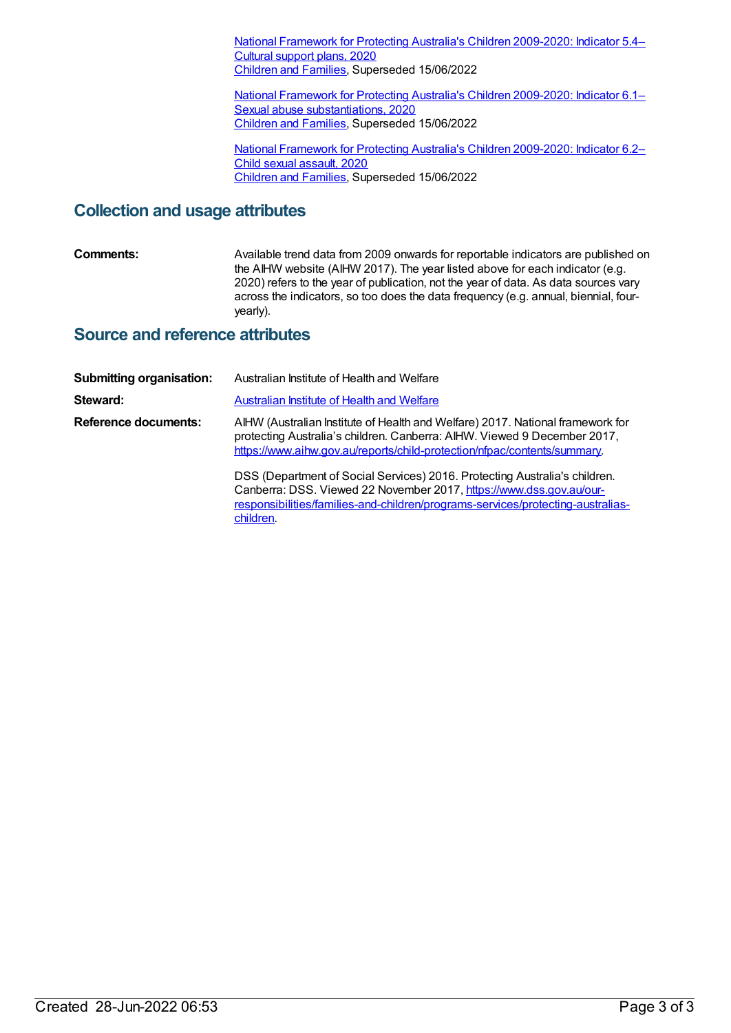[National Framework for Protecting Australia's Children 2009-2020: Indicator 5.4–Cultural support plans, 2020](#)
[Children and Families](#), Superseded 15/06/2022

[National Framework for Protecting Australia's Children 2009-2020: Indicator 6.1–Sexual abuse substantiations, 2020](#)
[Children and Families](#), Superseded 15/06/2022

[National Framework for Protecting Australia's Children 2009-2020: Indicator 6.2–Child sexual assault, 2020](#)
[Children and Families](#), Superseded 15/06/2022

## Collection and usage attributes

**Comments:** Available trend data from 2009 onwards for reportable indicators are published on the AIHW website (AIHW 2017). The year listed above for each indicator (e.g. 2020) refers to the year of publication, not the year of data. As data sources vary across the indicators, so too does the data frequency (e.g. annual, biennial, four-yearly).

## Source and reference attributes

**Submitting organisation:** Australian Institute of Health and Welfare

**Steward:** [Australian Institute of Health and Welfare](#)

**Reference documents:** AIHW (Australian Institute of Health and Welfare) 2017. National framework for protecting Australia's children. Canberra: AIHW. Viewed 9 December 2017, https://www.aihw.gov.au/reports/child-protection/nfpac/contents/summary.

DSS (Department of Social Services) 2016. Protecting Australia's children. Canberra: DSS. Viewed 22 November 2017, https://www.dss.gov.au/our-responsibilities/families-and-children/programs-services/protecting-australias-children.